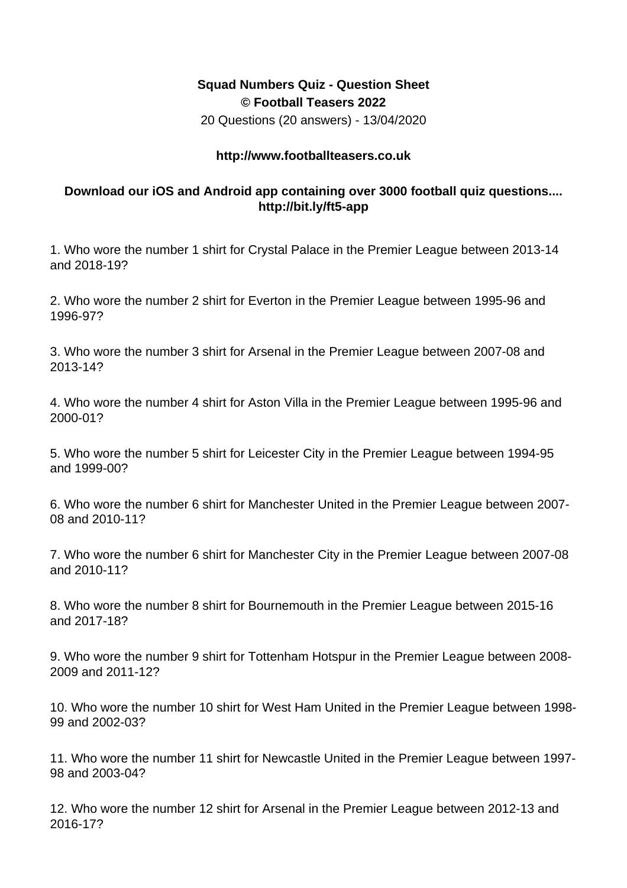**Squad Numbers Quiz - Question Sheet**
**© Football Teasers 2022**
20 Questions (20 answers) - 13/04/2020

**http://www.footballteasers.co.uk**

**Download our iOS and Android app containing over 3000 football quiz questions....**
**http://bit.ly/ft5-app**

1. Who wore the number 1 shirt for Crystal Palace in the Premier League between 2013-14 and 2018-19?

2. Who wore the number 2 shirt for Everton in the Premier League between 1995-96 and 1996-97?

3. Who wore the number 3 shirt for Arsenal in the Premier League between 2007-08 and 2013-14?

4. Who wore the number 4 shirt for Aston Villa in the Premier League between 1995-96 and 2000-01?

5. Who wore the number 5 shirt for Leicester City in the Premier League between 1994-95 and 1999-00?

6. Who wore the number 6 shirt for Manchester United in the Premier League between 2007-08 and 2010-11?

7. Who wore the number 6 shirt for Manchester City in the Premier League between 2007-08 and 2010-11?

8. Who wore the number 8 shirt for Bournemouth in the Premier League between 2015-16 and 2017-18?

9. Who wore the number 9 shirt for Tottenham Hotspur in the Premier League between 2008-2009 and 2011-12?

10. Who wore the number 10 shirt for West Ham United in the Premier League between 1998-99 and 2002-03?

11. Who wore the number 11 shirt for Newcastle United in the Premier League between 1997-98 and 2003-04?

12. Who wore the number 12 shirt for Arsenal in the Premier League between 2012-13 and 2016-17?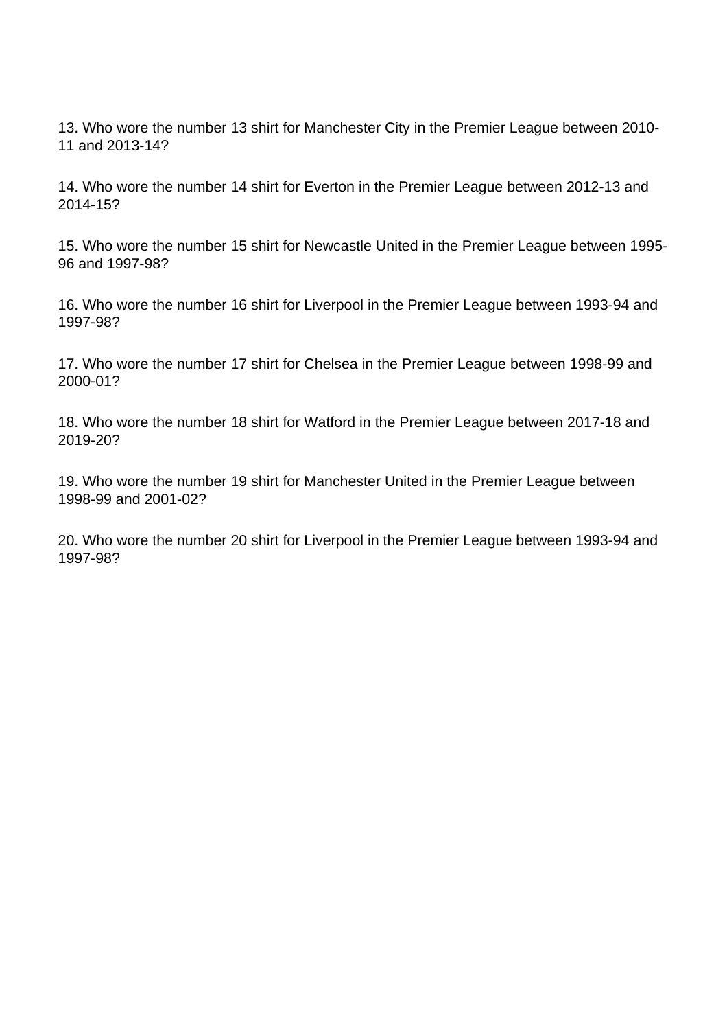13. Who wore the number 13 shirt for Manchester City in the Premier League between 2010-11 and 2013-14?

14. Who wore the number 14 shirt for Everton in the Premier League between 2012-13 and 2014-15?

15. Who wore the number 15 shirt for Newcastle United in the Premier League between 1995-96 and 1997-98?

16. Who wore the number 16 shirt for Liverpool in the Premier League between 1993-94 and 1997-98?

17. Who wore the number 17 shirt for Chelsea in the Premier League between 1998-99 and 2000-01?

18. Who wore the number 18 shirt for Watford in the Premier League between 2017-18 and 2019-20?

19. Who wore the number 19 shirt for Manchester United in the Premier League between 1998-99 and 2001-02?

20. Who wore the number 20 shirt for Liverpool in the Premier League between 1993-94 and 1997-98?